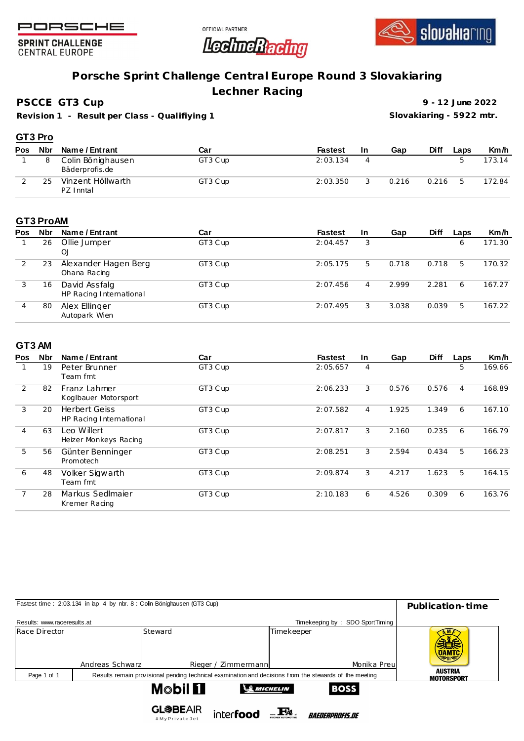PORSCHE
SPRINT CHALLENGE
CENTRAL EUROPE

OFFICIAL PARTNER

# Porsche Sprint Challenge Central Europe Round 3 Slovakiaring
## Lechner Racing

**PSCCE GT3 Cup** — **9 - 12 June 2022**

**Revision 1 - Result per Class - Qualifiying 1** — **Slovakiaring - 5922 mtr.**

### GT3 Pro

| Pos | Nbr | Name / Entrant | Car | Fastest | In | Gap | Diff | Laps | Km/h |
|---|---|---|---|---|---|---|---|---|---|
| 1 | 8 | Colin Bönighausen<br>Bäderprofis.de | GT3 Cup | 2:03.134 | 4 | | | 5 | 173.14 |
| 2 | 25 | Vinzent Höllwarth<br>PZ Inntal | GT3 Cup | 2:03.350 | 3 | 0.216 | 0.216 | 5 | 172.84 |

### GT3 ProAM

| Pos | Nbr | Name / Entrant | Car | Fastest | In | Gap | Diff | Laps | Km/h |
|---|---|---|---|---|---|---|---|---|---|
| 1 | 26 | Ollie Jumper<br>OJ | GT3 Cup | 2:04.457 | 3 | | | 6 | 171.30 |
| 2 | 23 | Alexander Hagen Berg<br>Ohana Racing | GT3 Cup | 2:05.175 | 5 | 0.718 | 0.718 | 5 | 170.32 |
| 3 | 16 | David Assfalg<br>HP Racing International | GT3 Cup | 2:07.456 | 4 | 2.999 | 2.281 | 6 | 167.27 |
| 4 | 80 | Alex Ellinger<br>Autopark Wien | GT3 Cup | 2:07.495 | 3 | 3.038 | 0.039 | 5 | 167.22 |

### GT3 AM

| Pos | Nbr | Name / Entrant | Car | Fastest | In | Gap | Diff | Laps | Km/h |
|---|---|---|---|---|---|---|---|---|---|
| 1 | 19 | Peter Brunner<br>Team fmt | GT3 Cup | 2:05.657 | 4 | | | 5 | 169.66 |
| 2 | 82 | Franz Lahmer<br>Koglbauer Motorsport | GT3 Cup | 2:06.233 | 3 | 0.576 | 0.576 | 4 | 168.89 |
| 3 | 20 | Herbert Geiss<br>HP Racing International | GT3 Cup | 2:07.582 | 4 | 1.925 | 1.349 | 6 | 167.10 |
| 4 | 63 | Leo Willert<br>Heizer Monkeys Racing | GT3 Cup | 2:07.817 | 3 | 2.160 | 0.235 | 6 | 166.79 |
| 5 | 56 | Günter Benninger<br>Promotech | GT3 Cup | 2:08.251 | 3 | 2.594 | 0.434 | 5 | 166.23 |
| 6 | 48 | Volker Sigwarth<br>Team fmt | GT3 Cup | 2:09.874 | 3 | 4.217 | 1.623 | 5 | 164.15 |
| 7 | 28 | Markus Sedlmaier<br>Kremer Racing | GT3 Cup | 2:10.183 | 6 | 4.526 | 0.309 | 6 | 163.76 |

Fastest time : 2:03.134 in lap 4 by nbr. 8 : Colin Bönighausen (GT3 Cup)

**Publication-time**

Results: www.raceresults.at — Timekeeping by : SDO SportTiming

| Race Director | Steward | Timekeeper |
|---|---|---|
| Andreas Schwarz | Rieger / Zimmermann | Monika Preu |

Results remain provisional pending technical examination and decisions from the stewards of the meeting

AUSTRIA MOTORSPORT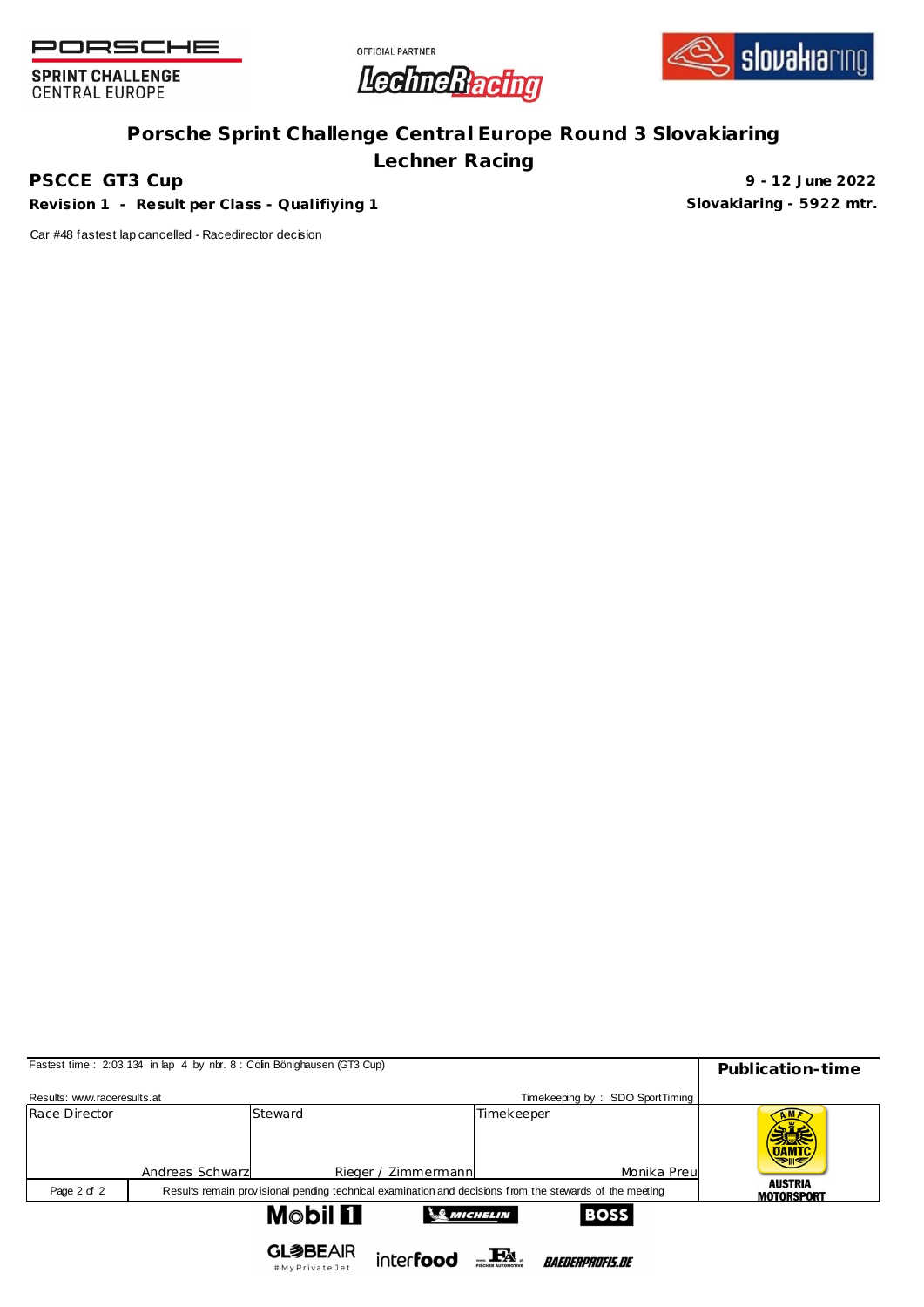## Porsche Sprint Challenge Central Europe Round 3 Slovakiaring
## Lechner Racing

**PSCCE GT3 Cup** | **9 - 12 June 2022**

**Revision 1 - Result per Class - Qualifiying 1** | **Slovakiaring - 5922 mtr.**

Car #48 fastest lap cancelled - Racedirector decision

Fastest time : 2:03.134 in lap 4 by nbr. 8 : Colin Bönighausen (GT3 Cup)

**Publication-time**

Results: www.raceresults.at

Timekeeping by : SDO SportTiming

| Race Director | Steward | Timekeeper |
|---|---|---|
| Andreas Schwarz | Rieger / Zimmermann | Monika Preu |

Results remain provisional pending technical examination and decisions from the stewards of the meeting